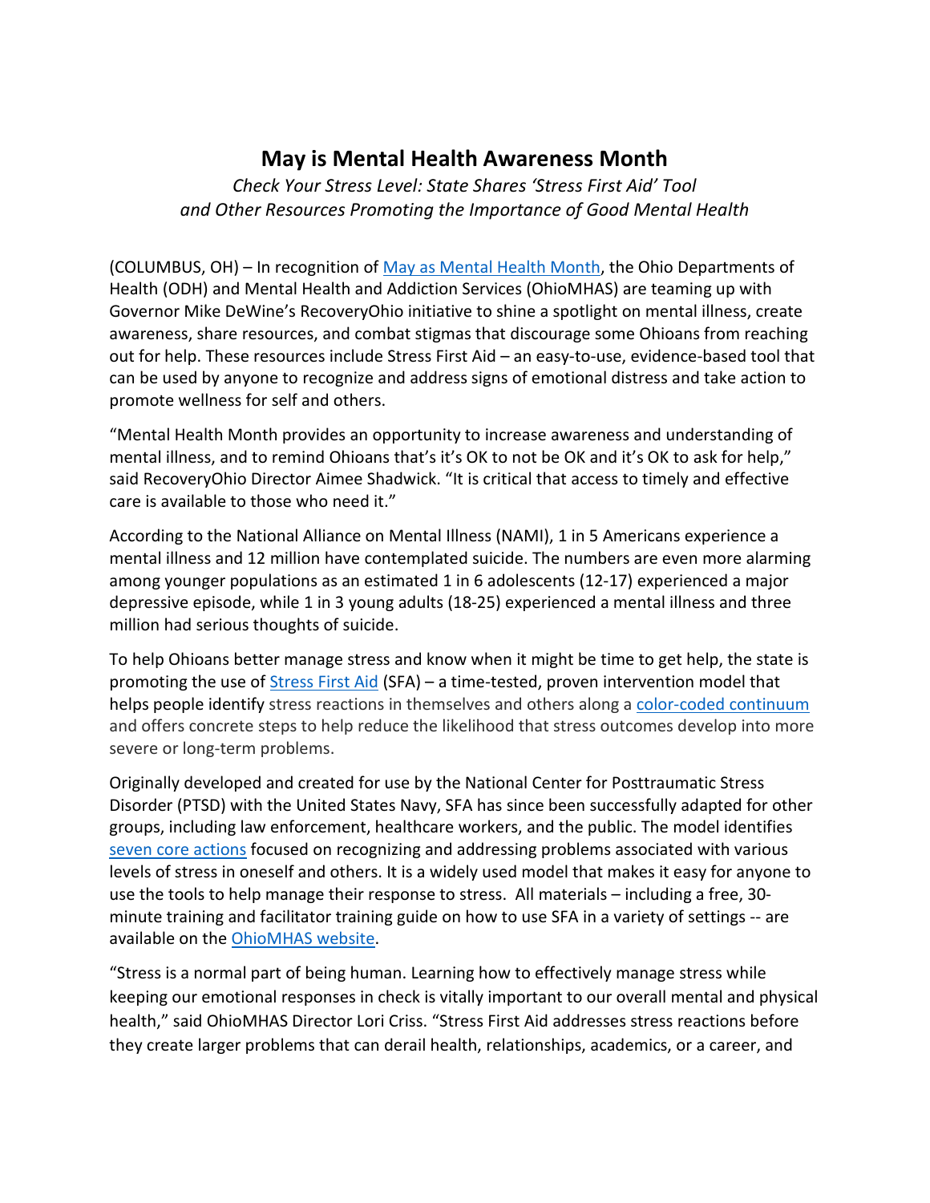# May is Mental Health Awareness Month

*Check Your Stress Level: State Shares 'Stress First Aid' Tool and Other Resources Promoting the Importance of Good Mental Health*

(COLUMBUS, OH) – In recognition of [May as Mental Health Month](), the Ohio Departments of Health (ODH) and Mental Health and Addiction Services (OhioMHAS) are teaming up with Governor Mike DeWine's RecoveryOhio initiative to shine a spotlight on mental illness, create awareness, share resources, and combat stigmas that discourage some Ohioans from reaching out for help. These resources include Stress First Aid – an easy-to-use, evidence-based tool that can be used by anyone to recognize and address signs of emotional distress and take action to promote wellness for self and others.

"Mental Health Month provides an opportunity to increase awareness and understanding of mental illness, and to remind Ohioans that's it's OK to not be OK and it's OK to ask for help," said RecoveryOhio Director Aimee Shadwick. "It is critical that access to timely and effective care is available to those who need it."

According to the National Alliance on Mental Illness (NAMI), 1 in 5 Americans experience a mental illness and 12 million have contemplated suicide. The numbers are even more alarming among younger populations as an estimated 1 in 6 adolescents (12-17) experienced a major depressive episode, while 1 in 3 young adults (18-25) experienced a mental illness and three million had serious thoughts of suicide.

To help Ohioans better manage stress and know when it might be time to get help, the state is promoting the use of [Stress First Aid]() (SFA) – a time-tested, proven intervention model that helps people identify stress reactions in themselves and others along a [color-coded continuum]() and offers concrete steps to help reduce the likelihood that stress outcomes develop into more severe or long-term problems.

Originally developed and created for use by the National Center for Posttraumatic Stress Disorder (PTSD) with the United States Navy, SFA has since been successfully adapted for other groups, including law enforcement, healthcare workers, and the public. The model identifies [seven core actions]() focused on recognizing and addressing problems associated with various levels of stress in oneself and others. It is a widely used model that makes it easy for anyone to use the tools to help manage their response to stress. All materials – including a free, 30-minute training and facilitator training guide on how to use SFA in a variety of settings -- are available on the [OhioMHAS website]().

"Stress is a normal part of being human. Learning how to effectively manage stress while keeping our emotional responses in check is vitally important to our overall mental and physical health," said OhioMHAS Director Lori Criss. "Stress First Aid addresses stress reactions before they create larger problems that can derail health, relationships, academics, or a career, and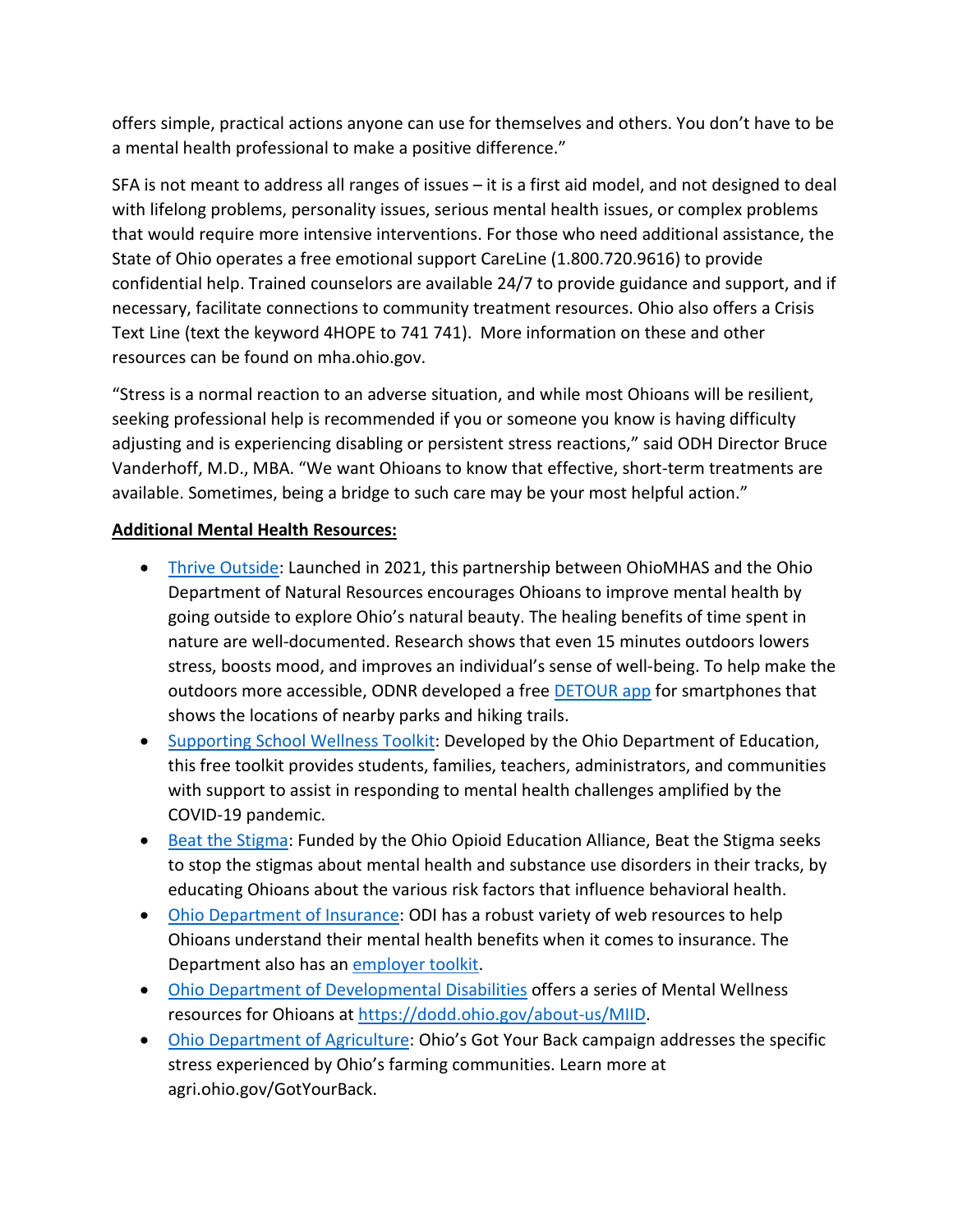offers simple, practical actions anyone can use for themselves and others. You don't have to be a mental health professional to make a positive difference."

SFA is not meant to address all ranges of issues – it is a first aid model, and not designed to deal with lifelong problems, personality issues, serious mental health issues, or complex problems that would require more intensive interventions. For those who need additional assistance, the State of Ohio operates a free emotional support CareLine (1.800.720.9616) to provide confidential help. Trained counselors are available 24/7 to provide guidance and support, and if necessary, facilitate connections to community treatment resources. Ohio also offers a Crisis Text Line (text the keyword 4HOPE to 741 741). More information on these and other resources can be found on mha.ohio.gov.

"Stress is a normal reaction to an adverse situation, and while most Ohioans will be resilient, seeking professional help is recommended if you or someone you know is having difficulty adjusting and is experiencing disabling or persistent stress reactions," said ODH Director Bruce Vanderhoff, M.D., MBA. "We want Ohioans to know that effective, short-term treatments are available. Sometimes, being a bridge to such care may be your most helpful action."

**Additional Mental Health Resources:**

- Thrive Outside: Launched in 2021, this partnership between OhioMHAS and the Ohio Department of Natural Resources encourages Ohioans to improve mental health by going outside to explore Ohio's natural beauty. The healing benefits of time spent in nature are well-documented. Research shows that even 15 minutes outdoors lowers stress, boosts mood, and improves an individual's sense of well-being. To help make the outdoors more accessible, ODNR developed a free DETOUR app for smartphones that shows the locations of nearby parks and hiking trails.
- Supporting School Wellness Toolkit: Developed by the Ohio Department of Education, this free toolkit provides students, families, teachers, administrators, and communities with support to assist in responding to mental health challenges amplified by the COVID-19 pandemic.
- Beat the Stigma: Funded by the Ohio Opioid Education Alliance, Beat the Stigma seeks to stop the stigmas about mental health and substance use disorders in their tracks, by educating Ohioans about the various risk factors that influence behavioral health.
- Ohio Department of Insurance: ODI has a robust variety of web resources to help Ohioans understand their mental health benefits when it comes to insurance. The Department also has an employer toolkit.
- Ohio Department of Developmental Disabilities offers a series of Mental Wellness resources for Ohioans at https://dodd.ohio.gov/about-us/MIID.
- Ohio Department of Agriculture: Ohio's Got Your Back campaign addresses the specific stress experienced by Ohio's farming communities. Learn more at agri.ohio.gov/GotYourBack.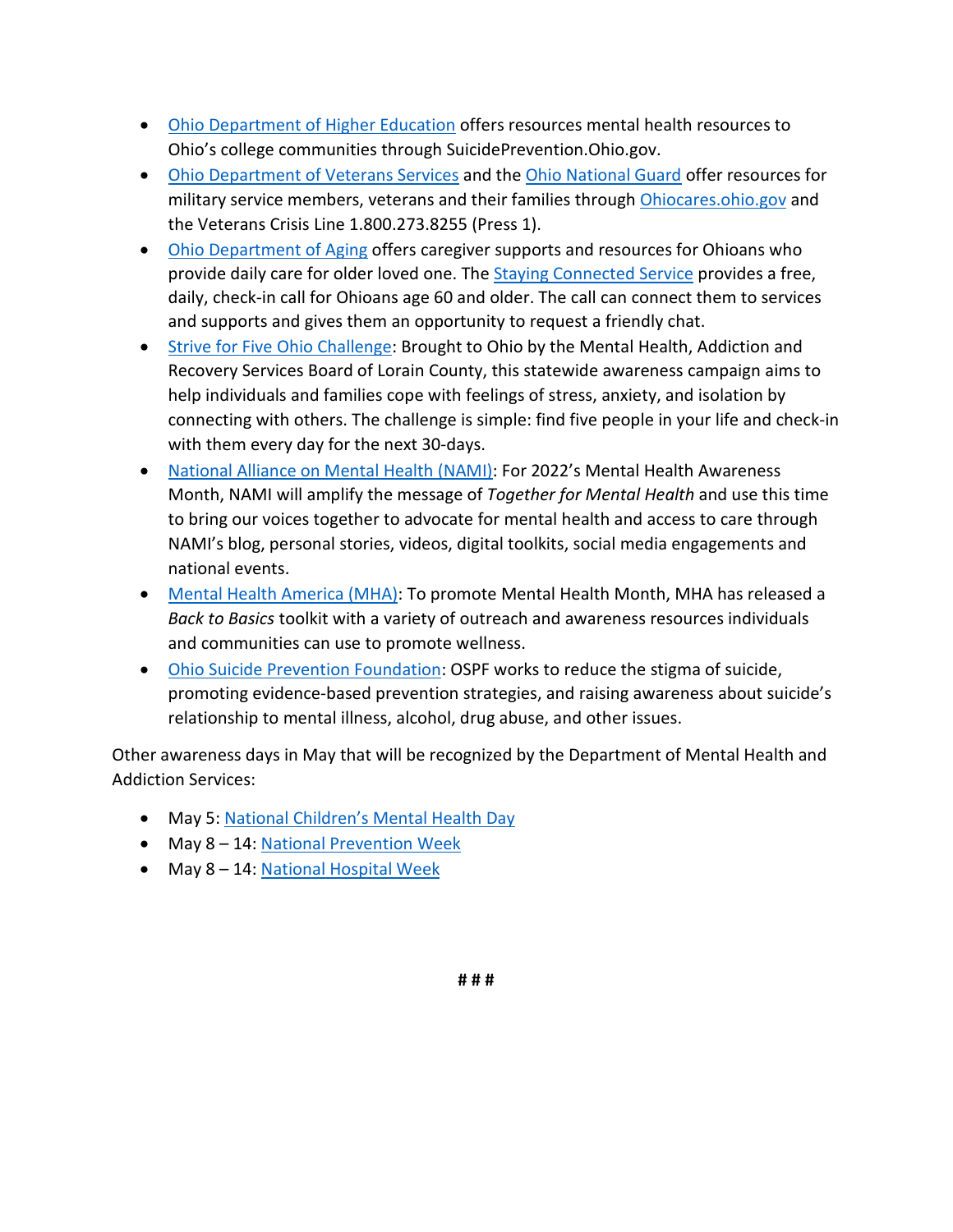- Ohio Department of Higher Education offers resources mental health resources to Ohio's college communities through SuicidePrevention.Ohio.gov.
- Ohio Department of Veterans Services and the Ohio National Guard offer resources for military service members, veterans and their families through Ohiocares.ohio.gov and the Veterans Crisis Line 1.800.273.8255 (Press 1).
- Ohio Department of Aging offers caregiver supports and resources for Ohioans who provide daily care for older loved one. The Staying Connected Service provides a free, daily, check-in call for Ohioans age 60 and older. The call can connect them to services and supports and gives them an opportunity to request a friendly chat.
- Strive for Five Ohio Challenge: Brought to Ohio by the Mental Health, Addiction and Recovery Services Board of Lorain County, this statewide awareness campaign aims to help individuals and families cope with feelings of stress, anxiety, and isolation by connecting with others. The challenge is simple: find five people in your life and check-in with them every day for the next 30-days.
- National Alliance on Mental Health (NAMI): For 2022's Mental Health Awareness Month, NAMI will amplify the message of *Together for Mental Health* and use this time to bring our voices together to advocate for mental health and access to care through NAMI's blog, personal stories, videos, digital toolkits, social media engagements and national events.
- Mental Health America (MHA): To promote Mental Health Month, MHA has released a *Back to Basics* toolkit with a variety of outreach and awareness resources individuals and communities can use to promote wellness.
- Ohio Suicide Prevention Foundation: OSPF works to reduce the stigma of suicide, promoting evidence-based prevention strategies, and raising awareness about suicide's relationship to mental illness, alcohol, drug abuse, and other issues.

Other awareness days in May that will be recognized by the Department of Mental Health and Addiction Services:

- May 5: National Children's Mental Health Day
- May 8 – 14: National Prevention Week
- May 8 – 14: National Hospital Week

**# # #**